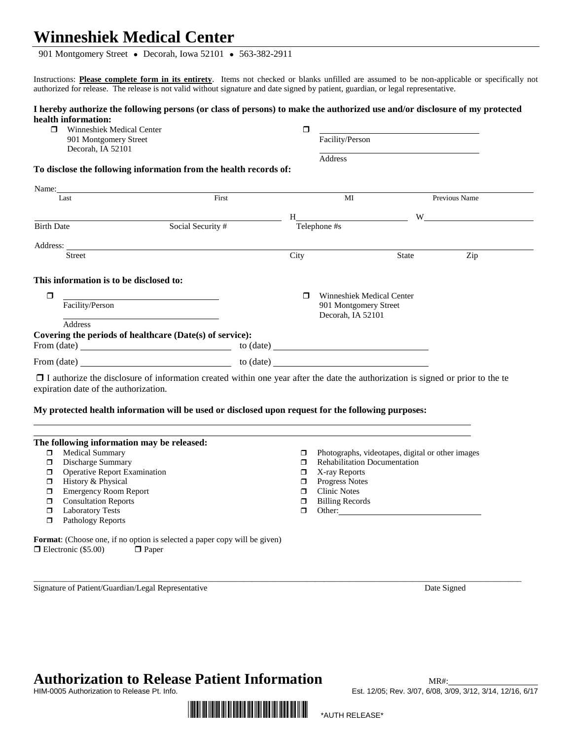# Winneshiek Medical Center

901 Montgomery Street • Decorah, Iowa 52101 • 563-382-2911

Instructions: **Please complete form in its entirety**. Items not checked or blanks unfilled are assumed to be non-applicable or specifically not authorized for release. The release is not valid without signature and date signed by patient, guardian, or legal representative.

**I hereby authorize the following persons (or class of persons) to make the authorized use and/or disclosure of my protected health information:**

- ☐ Winneshiek Medical Center
  901 Montgomery Street
  Decorah, IA 52101
- ☐ ______________________________
  Facility/Person
  ______________________________
  Address

**To disclose the following information from the health records of:**

Name: ______________________________________________________________
Last | First | MI | Previous Name

______________________________ ______________________________ H______________________ W______________________
Birth Date | Social Security # | Telephone #s

Address: ______________________________________________________________
Street | City | State | Zip

**This information is to be disclosed to:**

- ☐ ______________________________
  Facility/Person
  ______________________________
  Address
- ☐ Winneshiek Medical Center
  901 Montgomery Street
  Decorah, IA 52101

**Covering the periods of healthcare (Date(s) of service):**

From (date) ______________________ to (date) ______________________

From (date) ______________________ to (date) ______________________

☐ I authorize the disclosure of information created within one year after the date the authorization is signed or prior to the te expiration date of the authorization.

**My protected health information will be used or disclosed upon request for the following purposes:**

______________________________________________________________

______________________________________________________________

**The following information may be released:**

- ☐ Medical Summary
- ☐ Discharge Summary
- ☐ Operative Report Examination
- ☐ History & Physical
- ☐ Emergency Room Report
- ☐ Consultation Reports
- ☐ Laboratory Tests
- ☐ Pathology Reports
- ☐ Photographs, videotapes, digital or other images
- ☐ Rehabilitation Documentation
- ☐ X-ray Reports
- ☐ Progress Notes
- ☐ Clinic Notes
- ☐ Billing Records
- ☐ Other: ______________________

**Format**: (Choose one, if no option is selected a paper copy will be given)
☐ Electronic ($5.00) ☐ Paper

______________________________________________________________

Signature of Patient/Guardian/Legal Representative Date Signed

# Authorization to Release Patient Information

MR#: ______________________

HIM-0005 Authorization to Release Pt. Info.

Est. 12/05; Rev. 3/07, 6/08, 3/09, 3/12, 3/14, 12/16, 6/17

\*AUTH RELEASE\*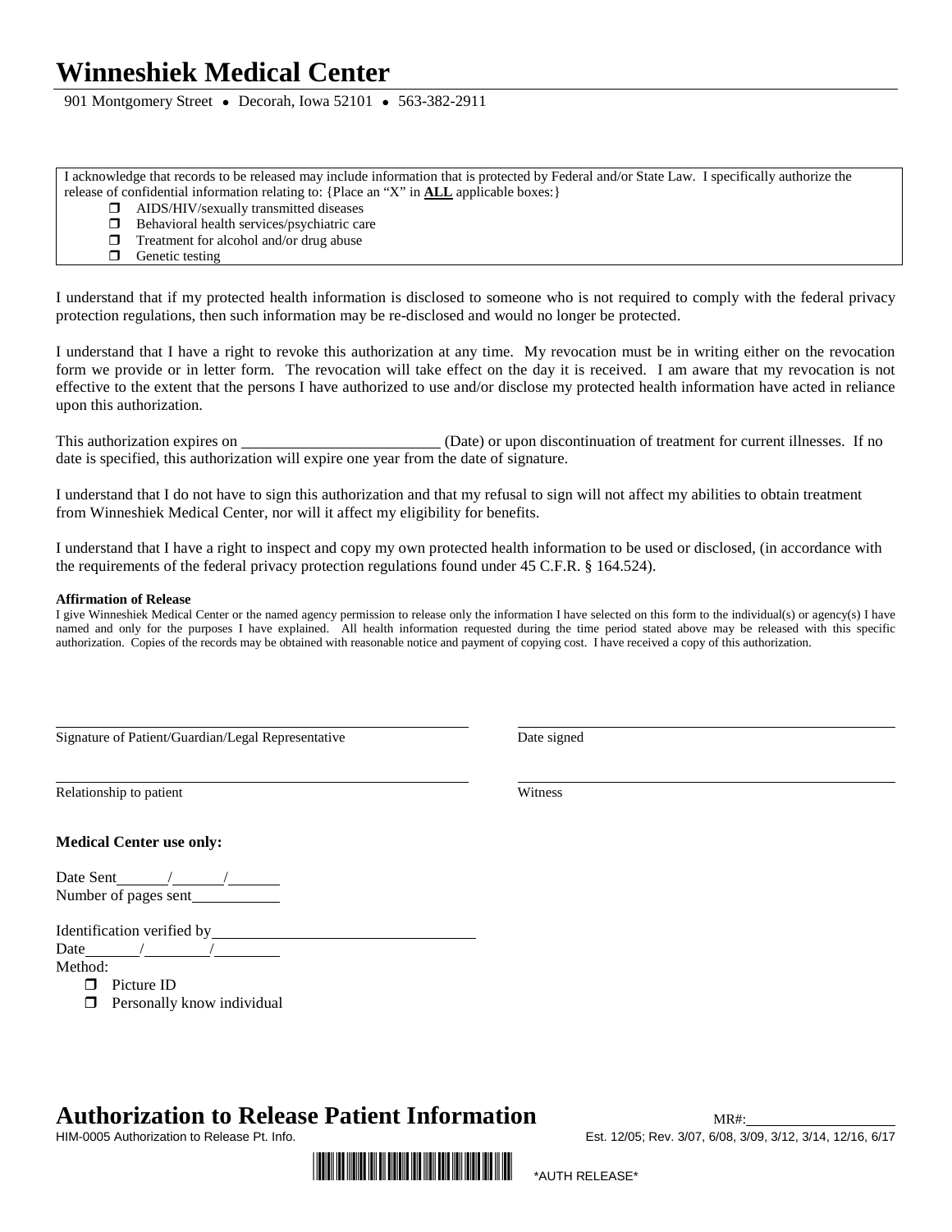# Winneshiek Medical Center

901 Montgomery Street • Decorah, Iowa 52101 • 563-382-2911

I acknowledge that records to be released may include information that is protected by Federal and/or State Law. I specifically authorize the release of confidential information relating to: {Place an "X" in **ALL** applicable boxes:}

- ☐ AIDS/HIV/sexually transmitted diseases
- ☐ Behavioral health services/psychiatric care
- ☐ Treatment for alcohol and/or drug abuse
- ☐ Genetic testing

I understand that if my protected health information is disclosed to someone who is not required to comply with the federal privacy protection regulations, then such information may be re-disclosed and would no longer be protected.

I understand that I have a right to revoke this authorization at any time. My revocation must be in writing either on the revocation form we provide or in letter form. The revocation will take effect on the day it is received. I am aware that my revocation is not effective to the extent that the persons I have authorized to use and/or disclose my protected health information have acted in reliance upon this authorization.

This authorization expires on ________________________ (Date) or upon discontinuation of treatment for current illnesses. If no date is specified, this authorization will expire one year from the date of signature.

I understand that I do not have to sign this authorization and that my refusal to sign will not affect my abilities to obtain treatment from Winneshiek Medical Center, nor will it affect my eligibility for benefits.

I understand that I have a right to inspect and copy my own protected health information to be used or disclosed, (in accordance with the requirements of the federal privacy protection regulations found under 45 C.F.R. § 164.524).

**Affirmation of Release**

I give Winneshiek Medical Center or the named agency permission to release only the information I have selected on this form to the individual(s) or agency(s) I have named and only for the purposes I have explained. All health information requested during the time period stated above may be released with this specific authorization. Copies of the records may be obtained with reasonable notice and payment of copying cost. I have received a copy of this authorization.

______________________________________ Signature of Patient/Guardian/Legal Representative

______________________________________ Date signed

______________________________________ Relationship to patient

______________________________________ Witness

**Medical Center use only:**

Date Sent ______/______/______

Number of pages sent __________

Identification verified by ______________________________

Date ______/________/________

Method:

- ☐ Picture ID
- ☐ Personally know individual

# Authorization to Release Patient Information

MR#: ____________________

HIM-0005 Authorization to Release Pt. Info.

Est. 12/05; Rev. 3/07, 6/08, 3/09, 3/12, 3/14, 12/16, 6/17

*AUTH RELEASE*